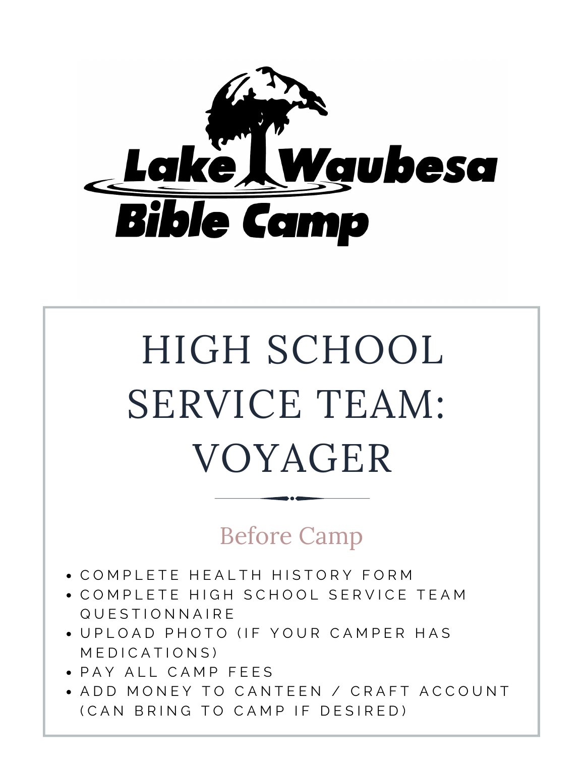Lake Waubesa Bible Camp

# HIGH SCHOOL SERVICE TEAM: VOYAGER

## Before Camp

- COMPLETE HEALTH HISTORY FORM
- COMPLETE HIGH SCHOOL SERVICE TEAM QUESTIONNAIRE
- UPLOAD PHOTO (IF YOUR CAMPER HAS MEDICATIONS)
- PAY ALL CAMP FEES
- ADD MONEY TO CANTEEN / CRAFT ACCOUNT (CAN BRING TO CAMP IF DESIRED)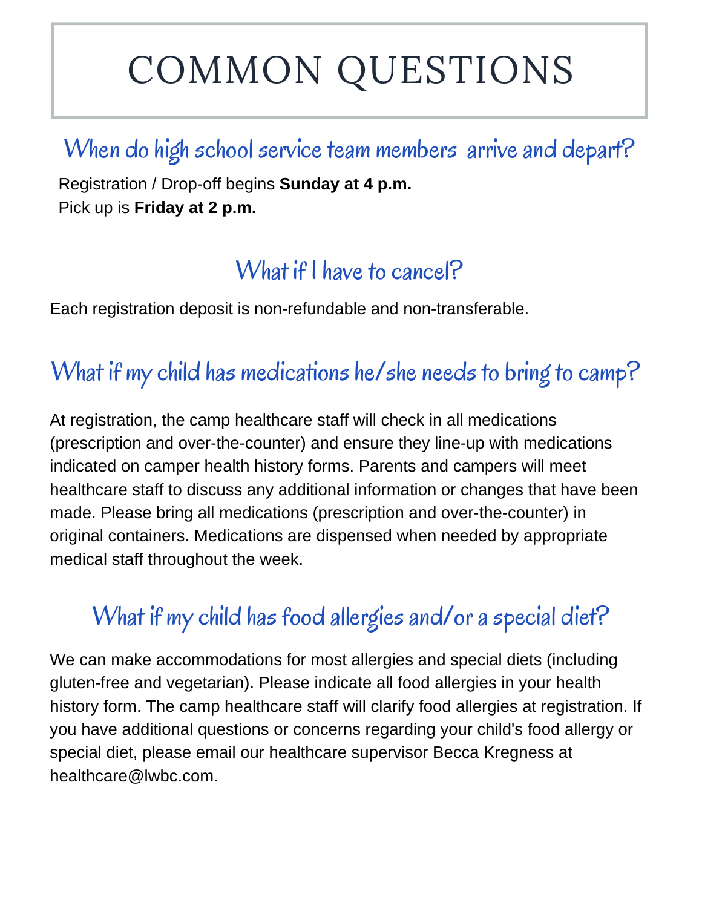# COMMON QUESTIONS

## When do high school service team members arrive and depart?

Registration / Drop-off begins **Sunday at 4 p.m.**
Pick up is **Friday at 2 p.m.**

## What if I have to cancel?

Each registration deposit is non-refundable and non-transferable.

## What if my child has medications he/she needs to bring to camp?

At registration, the camp healthcare staff will check in all medications (prescription and over-the-counter) and ensure they line-up with medications indicated on camper health history forms. Parents and campers will meet healthcare staff to discuss any additional information or changes that have been made. Please bring all medications (prescription and over-the-counter) in original containers. Medications are dispensed when needed by appropriate medical staff throughout the week.

## What if my child has food allergies and/or a special diet?

We can make accommodations for most allergies and special diets (including gluten-free and vegetarian). Please indicate all food allergies in your health history form. The camp healthcare staff will clarify food allergies at registration. If you have additional questions or concerns regarding your child's food allergy or special diet, please email our healthcare supervisor Becca Kregness at healthcare@lwbc.com.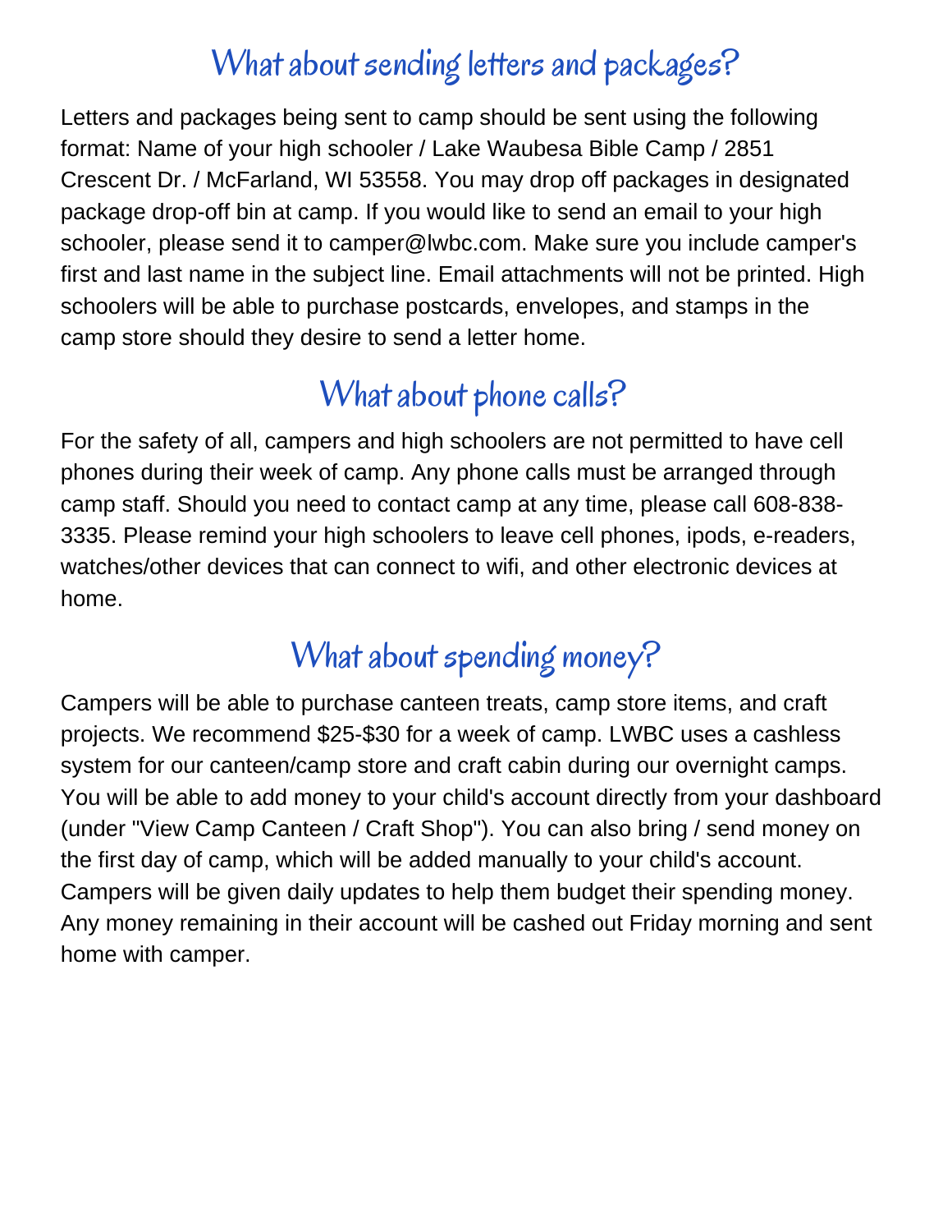## What about sending letters and packages?

Letters and packages being sent to camp should be sent using the following format: Name of your high schooler / Lake Waubesa Bible Camp / 2851 Crescent Dr. / McFarland, WI 53558. You may drop off packages in designated package drop-off bin at camp. If you would like to send an email to your high schooler, please send it to camper@lwbc.com. Make sure you include camper's first and last name in the subject line. Email attachments will not be printed. High schoolers will be able to purchase postcards, envelopes, and stamps in the camp store should they desire to send a letter home.

## What about phone calls?

For the safety of all, campers and high schoolers are not permitted to have cell phones during their week of camp. Any phone calls must be arranged through camp staff. Should you need to contact camp at any time, please call 608-838-3335. Please remind your high schoolers to leave cell phones, ipods, e-readers, watches/other devices that can connect to wifi, and other electronic devices at home.

## What about spending money?

Campers will be able to purchase canteen treats, camp store items, and craft projects. We recommend $25-$30 for a week of camp. LWBC uses a cashless system for our canteen/camp store and craft cabin during our overnight camps. You will be able to add money to your child's account directly from your dashboard (under "View Camp Canteen / Craft Shop"). You can also bring / send money on the first day of camp, which will be added manually to your child's account. Campers will be given daily updates to help them budget their spending money. Any money remaining in their account will be cashed out Friday morning and sent home with camper.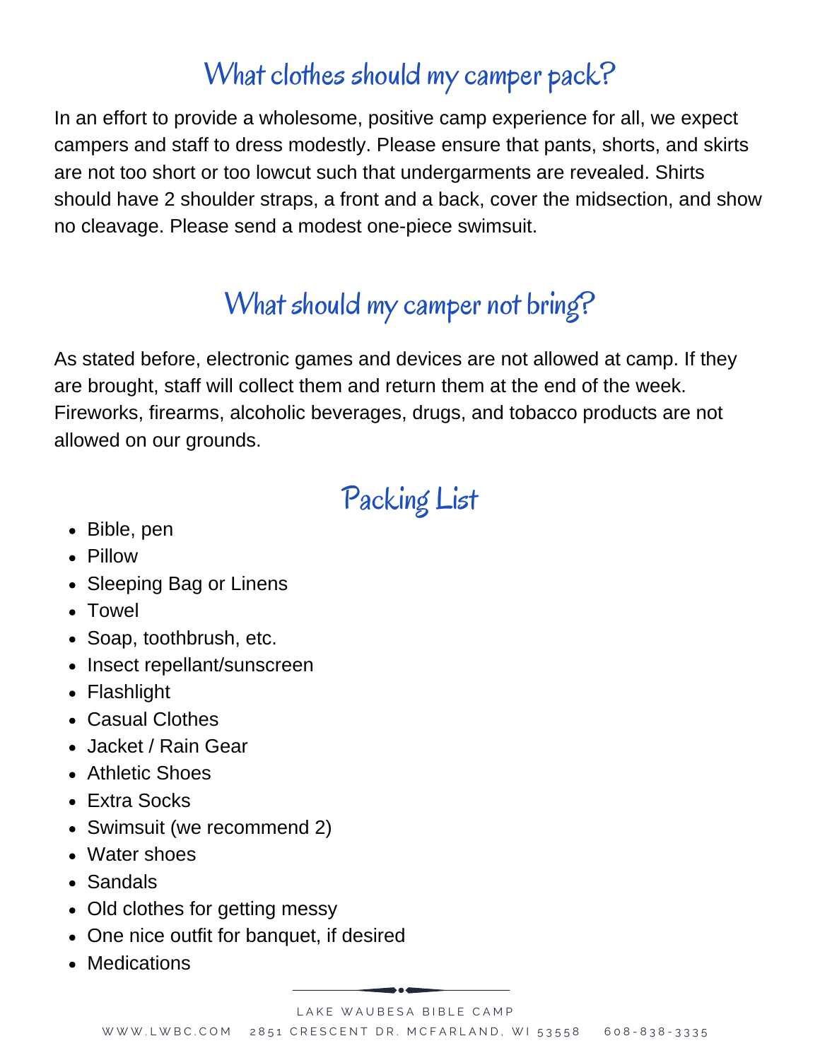## What clothes should my camper pack?

In an effort to provide a wholesome, positive camp experience for all, we expect campers and staff to dress modestly. Please ensure that pants, shorts, and skirts are not too short or too lowcut such that undergarments are revealed. Shirts should have 2 shoulder straps, a front and a back, cover the midsection, and show no cleavage. Please send a modest one-piece swimsuit.

## What should my camper not bring?

As stated before, electronic games and devices are not allowed at camp. If they are brought, staff will collect them and return them at the end of the week. Fireworks, firearms, alcoholic beverages, drugs, and tobacco products are not allowed on our grounds.

## Packing List

- Bible, pen
- Pillow
- Sleeping Bag or Linens
- Towel
- Soap, toothbrush, etc.
- Insect repellant/sunscreen
- Flashlight
- Casual Clothes
- Jacket / Rain Gear
- Athletic Shoes
- Extra Socks
- Swimsuit (we recommend 2)
- Water shoes
- Sandals
- Old clothes for getting messy
- One nice outfit for banquet, if desired
- Medications

LAKE WAUBESA BIBLE CAMP

WWW.LWBC.COM 2851 CRESCENT DR. MCFARLAND, WI 53558 608-838-3335